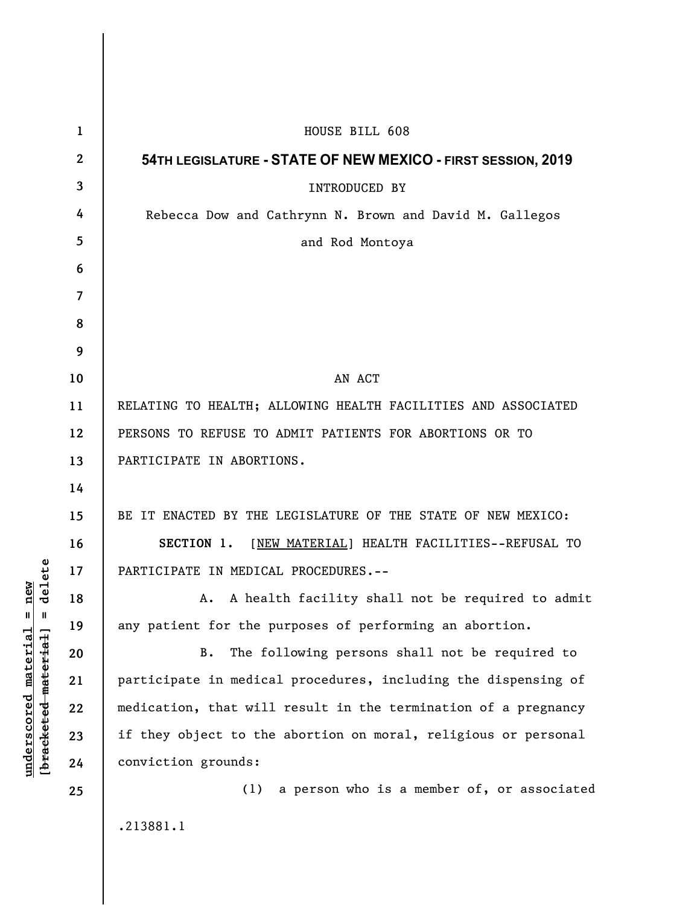HOUSE BILL 608

**54TH LEGISLATURE - STATE OF NEW MEXICO - FIRST SESSION, 2019**

INTRODUCED BY

Rebecca Dow and Cathrynn N. Brown and David M. Gallegos and Rod Montoya

AN ACT

RELATING TO HEALTH; ALLOWING HEALTH FACILITIES AND ASSOCIATED PERSONS TO REFUSE TO ADMIT PATIENTS FOR ABORTIONS OR TO PARTICIPATE IN ABORTIONS.

BE IT ENACTED BY THE LEGISLATURE OF THE STATE OF NEW MEXICO:

**SECTION 1.** [NEW MATERIAL] HEALTH FACILITIES--REFUSAL TO PARTICIPATE IN MEDICAL PROCEDURES.--

A. A health facility shall not be required to admit any patient for the purposes of performing an abortion.

B. The following persons shall not be required to participate in medical procedures, including the dispensing of medication, that will result in the termination of a pregnancy if they object to the abortion on moral, religious or personal conviction grounds:

(1) a person who is a member of, or associated

.213881.1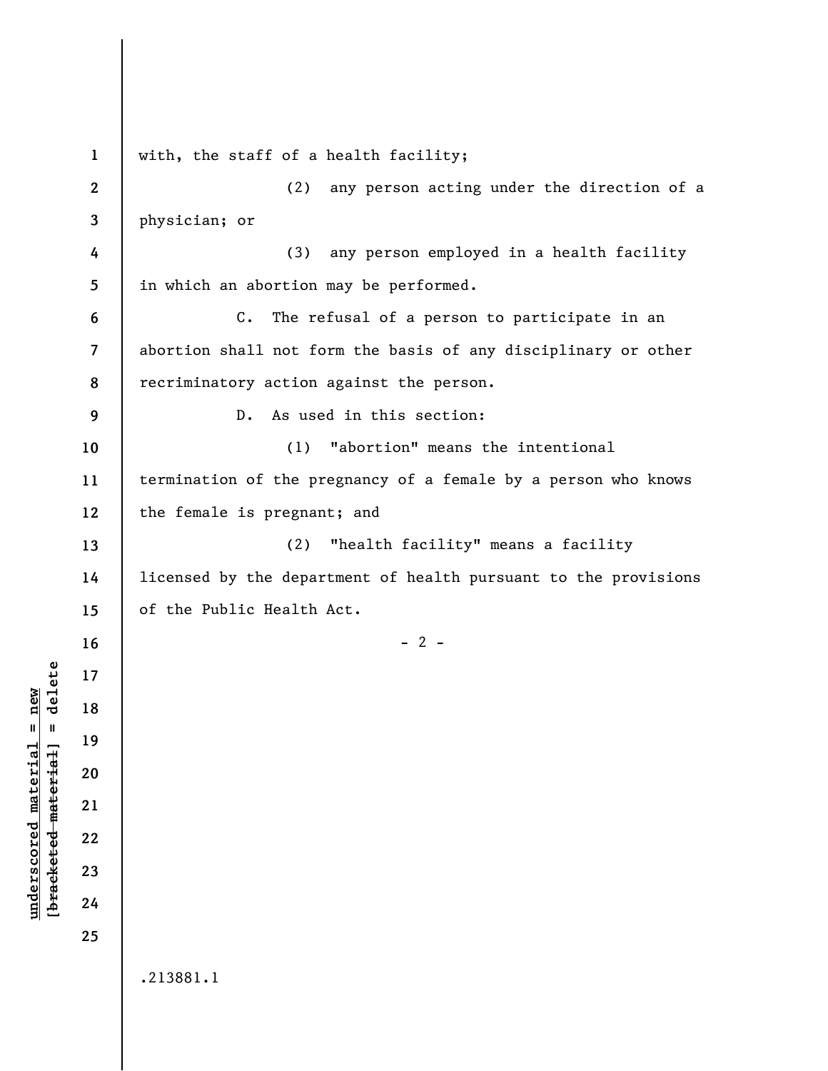with, the staff of a health facility;

(2) any person acting under the direction of a physician; or

(3) any person employed in a health facility in which an abortion may be performed.

C. The refusal of a person to participate in an abortion shall not form the basis of any disciplinary or other recriminatory action against the person.

D. As used in this section:

(1) "abortion" means the intentional termination of the pregnancy of a female by a person who knows the female is pregnant; and

(2) "health facility" means a facility licensed by the department of health pursuant to the provisions of the Public Health Act.

.213881.1